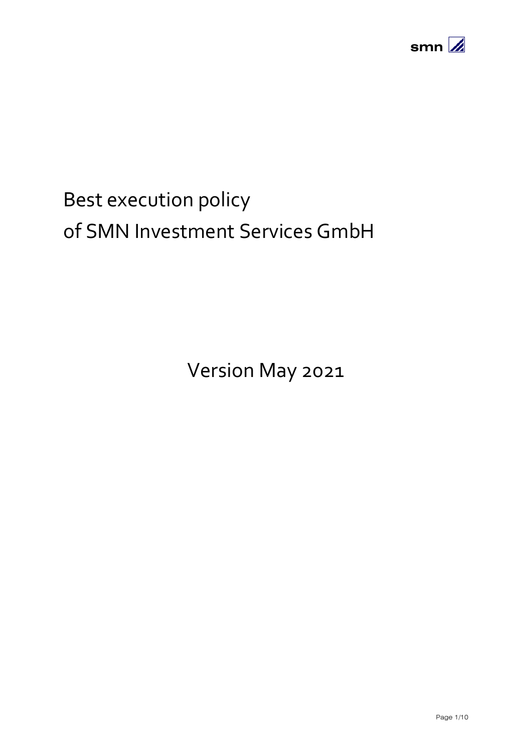# Best execution policy
# of SMN Investment Services GmbH

Version May 2021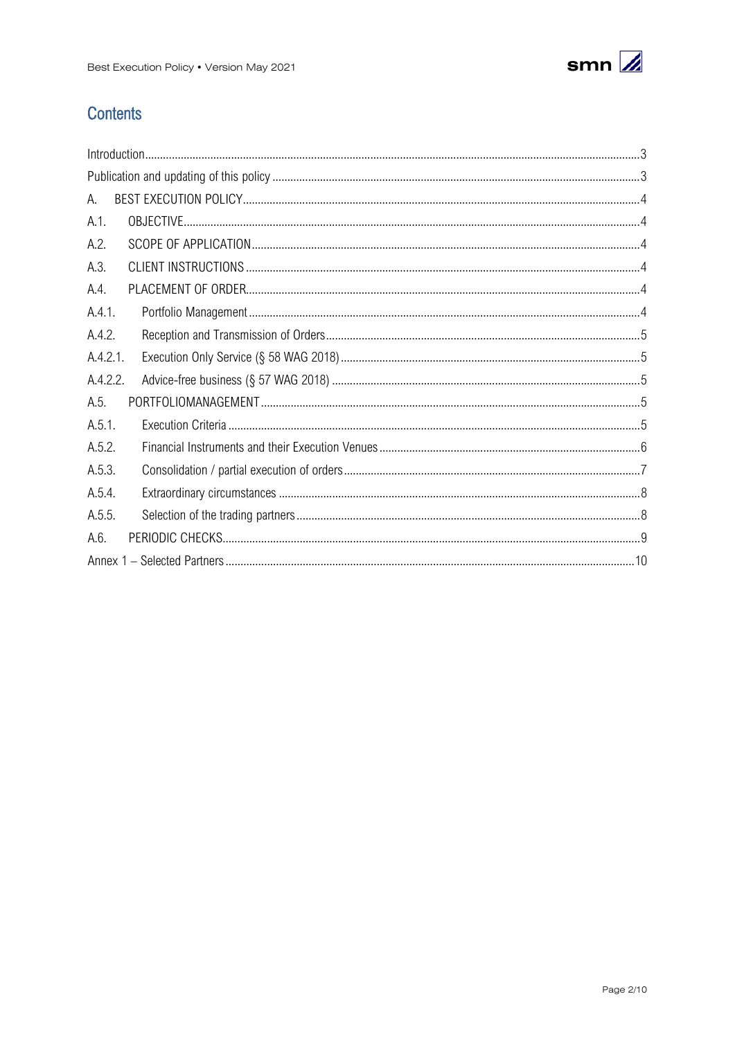## Contents

Introduction ............................................................ 3
Publication and updating of this policy ............................................................ 3
A. BEST EXECUTION POLICY ............................................................ 4
A.1. OBJECTIVE ............................................................ 4
A.2. SCOPE OF APPLICATION ............................................................ 4
A.3. CLIENT INSTRUCTIONS ............................................................ 4
A.4. PLACEMENT OF ORDER ............................................................ 4
A.4.1. Portfolio Management ............................................................ 4
A.4.2. Reception and Transmission of Orders ............................................................ 5
A.4.2.1. Execution Only Service (§ 58 WAG 2018) ............................................................ 5
A.4.2.2. Advice-free business (§ 57 WAG 2018) ............................................................ 5
A.5. PORTFOLIOMANAGEMENT ............................................................ 5
A.5.1. Execution Criteria ............................................................ 5
A.5.2. Financial Instruments and their Execution Venues ............................................................ 6
A.5.3. Consolidation / partial execution of orders ............................................................ 7
A.5.4. Extraordinary circumstances ............................................................ 8
A.5.5. Selection of the trading partners ............................................................ 8
A.6. PERIODIC CHECKS ............................................................ 9
Annex 1 – Selected Partners ............................................................ 10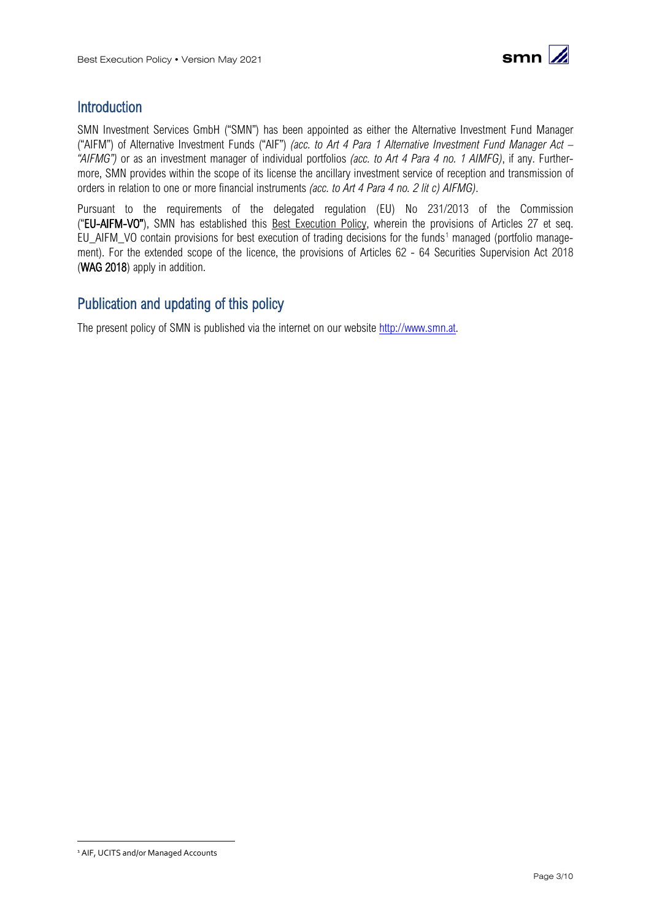## Introduction

SMN Investment Services GmbH ("SMN") has been appointed as either the Alternative Investment Fund Manager ("AIFM") of Alternative Investment Funds ("AIF") *(acc. to Art 4 Para 1 Alternative Investment Fund Manager Act – "AIFMG")* or as an investment manager of individual portfolios *(acc. to Art 4 Para 4 no. 1 AIMFG)*, if any. Furthermore, SMN provides within the scope of its license the ancillary investment service of reception and transmission of orders in relation to one or more financial instruments *(acc. to Art 4 Para 4 no. 2 lit c) AIFMG)*.

Pursuant to the requirements of the delegated regulation (EU) No 231/2013 of the Commission ("**EU-AIFM-VO**"), SMN has established this Best Execution Policy, wherein the provisions of Articles 27 et seq. EU_AIFM_VO contain provisions for best execution of trading decisions for the funds[1] managed (portfolio management). For the extended scope of the licence, the provisions of Articles 62 - 64 Securities Supervision Act 2018 (**WAG 2018**) apply in addition.

## Publication and updating of this policy

The present policy of SMN is published via the internet on our website http://www.smn.at.

---

[1] AIF, UCITS and/or Managed Accounts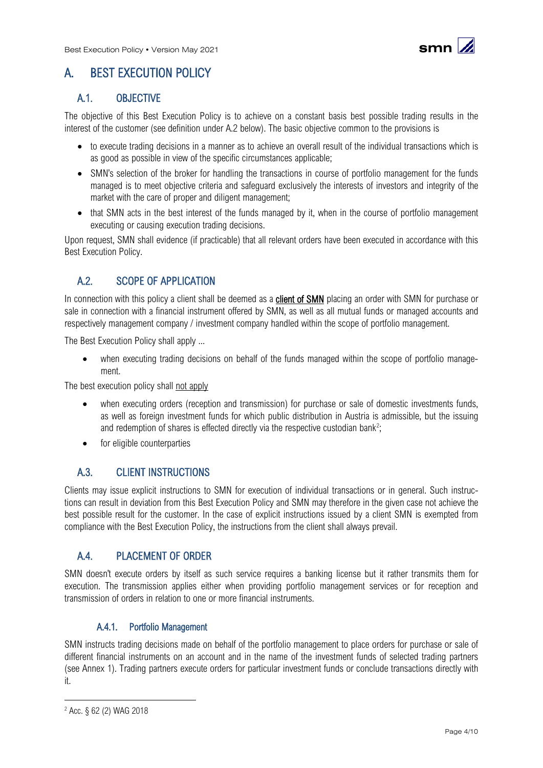# A. BEST EXECUTION POLICY

## A.1. OBJECTIVE

The objective of this Best Execution Policy is to achieve on a constant basis best possible trading results in the interest of the customer (see definition under A.2 below). The basic objective common to the provisions is

- to execute trading decisions in a manner as to achieve an overall result of the individual transactions which is as good as possible in view of the specific circumstances applicable;
- SMN's selection of the broker for handling the transactions in course of portfolio management for the funds managed is to meet objective criteria and safeguard exclusively the interests of investors and integrity of the market with the care of proper and diligent management;
- that SMN acts in the best interest of the funds managed by it, when in the course of portfolio management executing or causing execution trading decisions.

Upon request, SMN shall evidence (if practicable) that all relevant orders have been executed in accordance with this Best Execution Policy.

## A.2. SCOPE OF APPLICATION

In connection with this policy a client shall be deemed as a **client of SMN** placing an order with SMN for purchase or sale in connection with a financial instrument offered by SMN, as well as all mutual funds or managed accounts and respectively management company / investment company handled within the scope of portfolio management.

The Best Execution Policy shall apply ...

- when executing trading decisions on behalf of the funds managed within the scope of portfolio management.

The best execution policy shall not apply

- when executing orders (reception and transmission) for purchase or sale of domestic investments funds, as well as foreign investment funds for which public distribution in Austria is admissible, but the issuing and redemption of shares is effected directly via the respective custodian bank[2];
- for eligible counterparties

## A.3. CLIENT INSTRUCTIONS

Clients may issue explicit instructions to SMN for execution of individual transactions or in general. Such instructions can result in deviation from this Best Execution Policy and SMN may therefore in the given case not achieve the best possible result for the customer. In the case of explicit instructions issued by a client SMN is exempted from compliance with the Best Execution Policy, the instructions from the client shall always prevail.

## A.4. PLACEMENT OF ORDER

SMN doesn't execute orders by itself as such service requires a banking license but it rather transmits them for execution. The transmission applies either when providing portfolio management services or for reception and transmission of orders in relation to one or more financial instruments.

### A.4.1. Portfolio Management

SMN instructs trading decisions made on behalf of the portfolio management to place orders for purchase or sale of different financial instruments on an account and in the name of the investment funds of selected trading partners (see Annex 1). Trading partners execute orders for particular investment funds or conclude transactions directly with it.

[2] Acc. § 62 (2) WAG 2018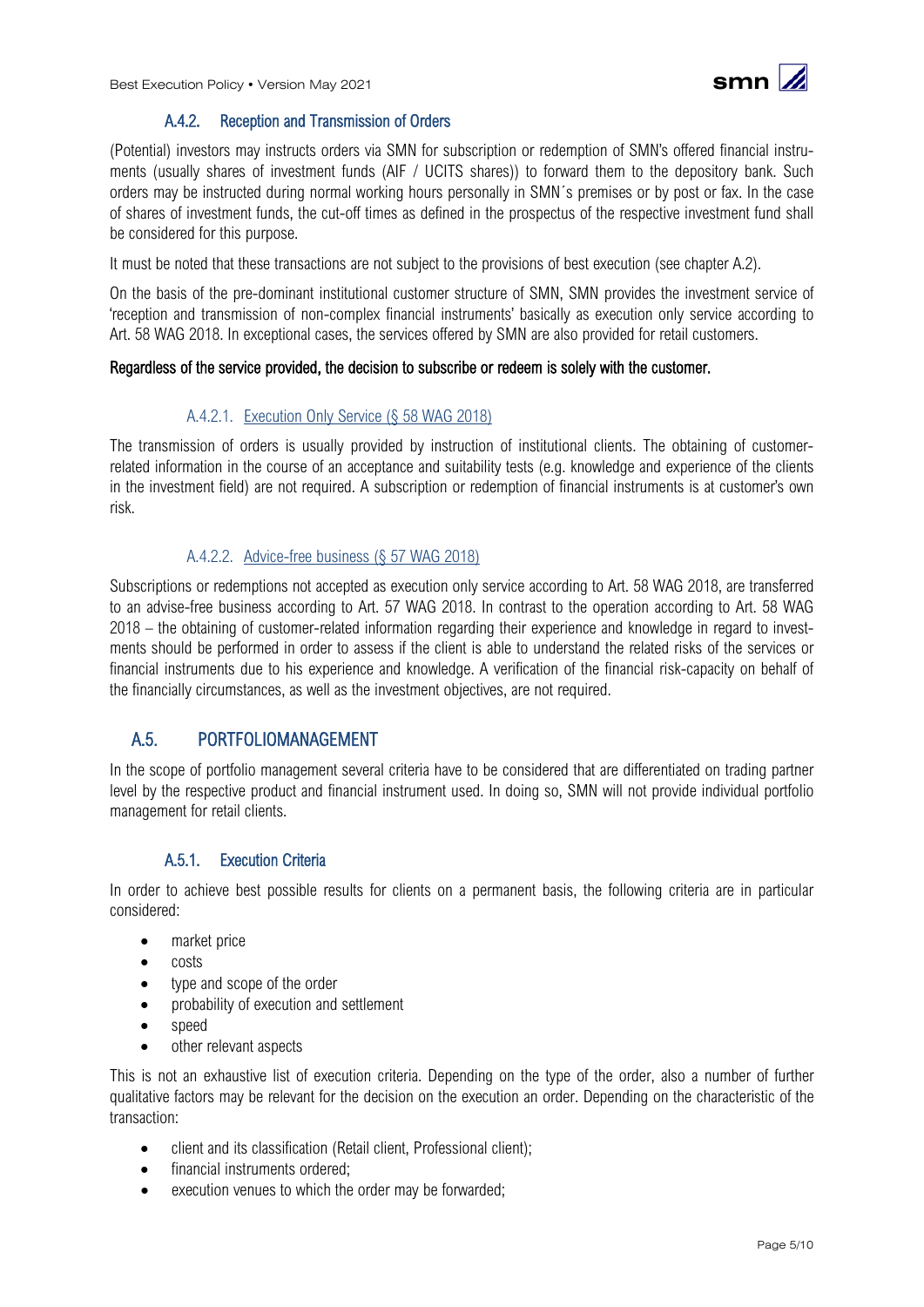### A.4.2. Reception and Transmission of Orders

(Potential) investors may instructs orders via SMN for subscription or redemption of SMN's offered financial instruments (usually shares of investment funds (AIF / UCITS shares)) to forward them to the depository bank. Such orders may be instructed during normal working hours personally in SMN´s premises or by post or fax. In the case of shares of investment funds, the cut-off times as defined in the prospectus of the respective investment fund shall be considered for this purpose.

It must be noted that these transactions are not subject to the provisions of best execution (see chapter A.2).

On the basis of the pre-dominant institutional customer structure of SMN, SMN provides the investment service of 'reception and transmission of non-complex financial instruments' basically as execution only service according to Art. 58 WAG 2018. In exceptional cases, the services offered by SMN are also provided for retail customers.

**Regardless of the service provided, the decision to subscribe or redeem is solely with the customer.**

#### A.4.2.1. Execution Only Service (§ 58 WAG 2018)

The transmission of orders is usually provided by instruction of institutional clients. The obtaining of customer-related information in the course of an acceptance and suitability tests (e.g. knowledge and experience of the clients in the investment field) are not required. A subscription or redemption of financial instruments is at customer's own risk.

#### A.4.2.2. Advice-free business (§ 57 WAG 2018)

Subscriptions or redemptions not accepted as execution only service according to Art. 58 WAG 2018, are transferred to an advise-free business according to Art. 57 WAG 2018. In contrast to the operation according to Art. 58 WAG 2018 – the obtaining of customer-related information regarding their experience and knowledge in regard to investments should be performed in order to assess if the client is able to understand the related risks of the services or financial instruments due to his experience and knowledge. A verification of the financial risk-capacity on behalf of the financially circumstances, as well as the investment objectives, are not required.

## A.5. PORTFOLIOMANAGEMENT

In the scope of portfolio management several criteria have to be considered that are differentiated on trading partner level by the respective product and financial instrument used. In doing so, SMN will not provide individual portfolio management for retail clients.

### A.5.1. Execution Criteria

In order to achieve best possible results for clients on a permanent basis, the following criteria are in particular considered:

- market price
- costs
- type and scope of the order
- probability of execution and settlement
- speed
- other relevant aspects

This is not an exhaustive list of execution criteria. Depending on the type of the order, also a number of further qualitative factors may be relevant for the decision on the execution an order. Depending on the characteristic of the transaction:

- client and its classification (Retail client, Professional client);
- financial instruments ordered;
- execution venues to which the order may be forwarded;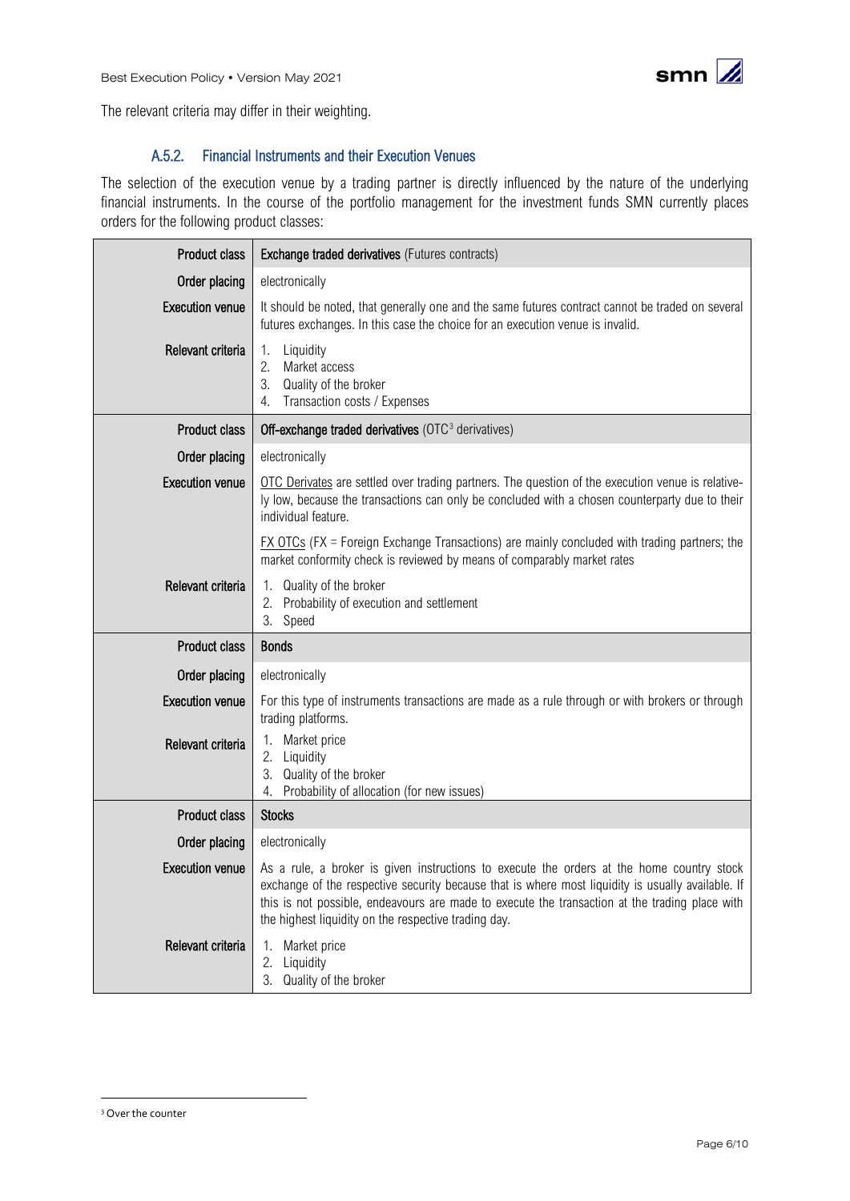The relevant criteria may differ in their weighting.

### A.5.2. Financial Instruments and their Execution Venues

The selection of the execution venue by a trading partner is directly influenced by the nature of the underlying financial instruments. In the course of the portfolio management for the investment funds SMN currently places orders for the following product classes:

| | |
|---|---|
| **Product class** | **Exchange traded derivatives** (Futures contracts) |
| **Order placing** | electronically |
| **Execution venue** | It should be noted, that generally one and the same futures contract cannot be traded on several futures exchanges. In this case the choice for an execution venue is invalid. |
| **Relevant criteria** | 1. Liquidity<br>2. Market access<br>3. Quality of the broker<br>4. Transaction costs / Expenses |
| **Product class** | **Off-exchange traded derivatives** (OTC[3] derivatives) |
| **Order placing** | electronically |
| **Execution venue** | OTC Derivates are settled over trading partners. The question of the execution venue is relatively low, because the transactions can only be concluded with a chosen counterparty due to their individual feature.<br><br>FX OTCs (FX = Foreign Exchange Transactions) are mainly concluded with trading partners; the market conformity check is reviewed by means of comparably market rates |
| **Relevant criteria** | 1. Quality of the broker<br>2. Probability of execution and settlement<br>3. Speed |
| **Product class** | **Bonds** |
| **Order placing** | electronically |
| **Execution venue** | For this type of instruments transactions are made as a rule through or with brokers or through trading platforms. |
| **Relevant criteria** | 1. Market price<br>2. Liquidity<br>3. Quality of the broker<br>4. Probability of allocation (for new issues) |
| **Product class** | **Stocks** |
| **Order placing** | electronically |
| **Execution venue** | As a rule, a broker is given instructions to execute the orders at the home country stock exchange of the respective security because that is where most liquidity is usually available. If this is not possible, endeavours are made to execute the transaction at the trading place with the highest liquidity on the respective trading day. |
| **Relevant criteria** | 1. Market price<br>2. Liquidity<br>3. Quality of the broker |

[3] Over the counter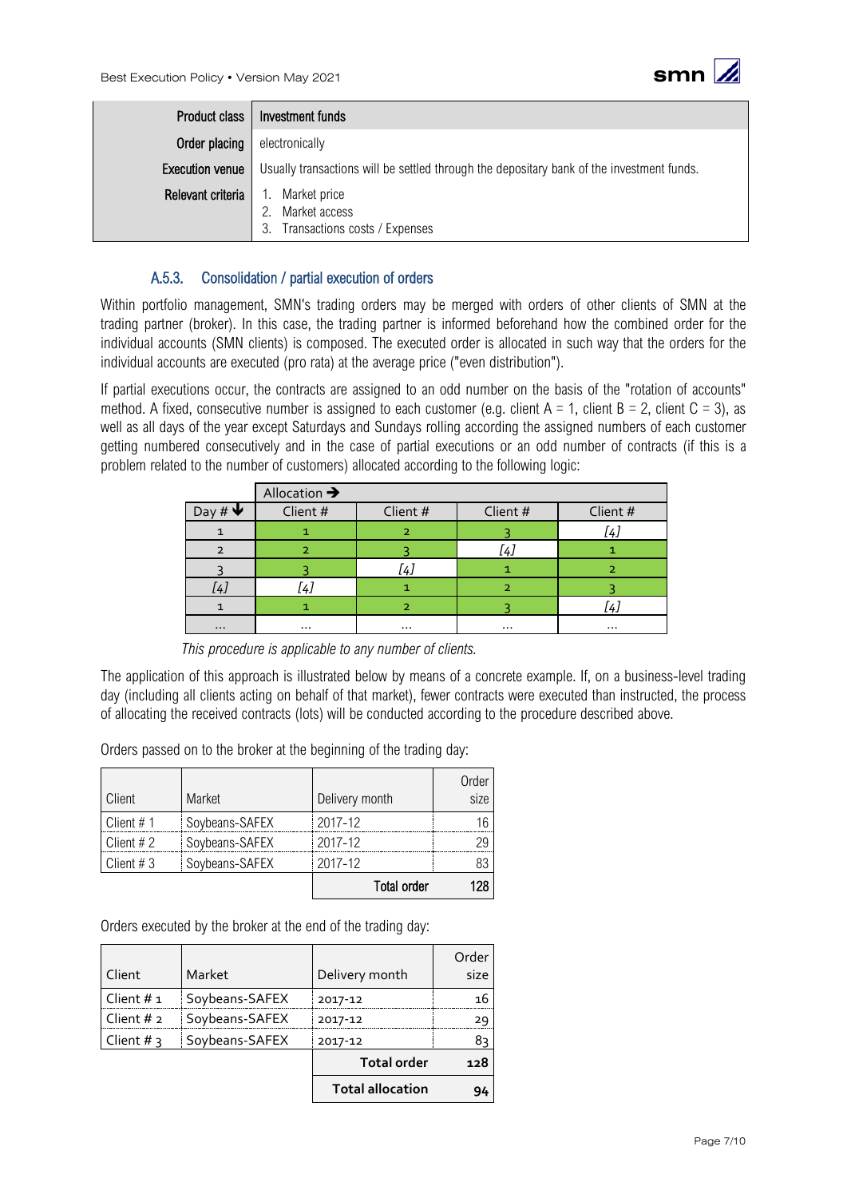| Product class | Investment funds |
|---|---|
| Order placing | electronically |
| Execution venue | Usually transactions will be settled through the depositary bank of the investment funds. |
| Relevant criteria | 1. Market price<br>2. Market access<br>3. Transactions costs / Expenses |

### A.5.3. Consolidation / partial execution of orders

Within portfolio management, SMN's trading orders may be merged with orders of other clients of SMN at the trading partner (broker). In this case, the trading partner is informed beforehand how the combined order for the individual accounts (SMN clients) is composed. The executed order is allocated in such way that the orders for the individual accounts are executed (pro rata) at the average price ("even distribution").

If partial executions occur, the contracts are assigned to an odd number on the basis of the "rotation of accounts" method. A fixed, consecutive number is assigned to each customer (e.g. client A = 1, client B = 2, client C = 3), as well as all days of the year except Saturdays and Sundays rolling according the assigned numbers of each customer getting numbered consecutively and in the case of partial executions or an odd number of contracts (if this is a problem related to the number of customers) allocated according to the following logic:

| | Allocation ➔ | | | |
|---|---|---|---|---|
| Day # 🡻 | Client # | Client # | Client # | Client # |
| 1 | 1 | 2 | 3 | [4] |
| 2 | 2 | 3 | [4] | 1 |
| 3 | 3 | [4] | 1 | 2 |
| [4] | [4] | 1 | 2 | 3 |
| 1 | 1 | 2 | 3 | [4] |
| ... | ... | ... | ... | ... |

*This procedure is applicable to any number of clients.*

The application of this approach is illustrated below by means of a concrete example. If, on a business-level trading day (including all clients acting on behalf of that market), fewer contracts were executed than instructed, the process of allocating the received contracts (lots) will be conducted according to the procedure described above.

Orders passed on to the broker at the beginning of the trading day:

| Client | Market | Delivery month | Order size |
|---|---|---|---|
| Client # 1 | Soybeans-SAFEX | 2017-12 | 16 |
| Client # 2 | Soybeans-SAFEX | 2017-12 | 29 |
| Client # 3 | Soybeans-SAFEX | 2017-12 | 83 |
| | | **Total order** | **128** |

Orders executed by the broker at the end of the trading day:

| Client | Market | Delivery month | Order size |
|---|---|---|---|
| Client # 1 | Soybeans-SAFEX | 2017-12 | 16 |
| Client # 2 | Soybeans-SAFEX | 2017-12 | 29 |
| Client # 3 | Soybeans-SAFEX | 2017-12 | 83 |
| | | **Total order** | **128** |
| | | **Total allocation** | **94** |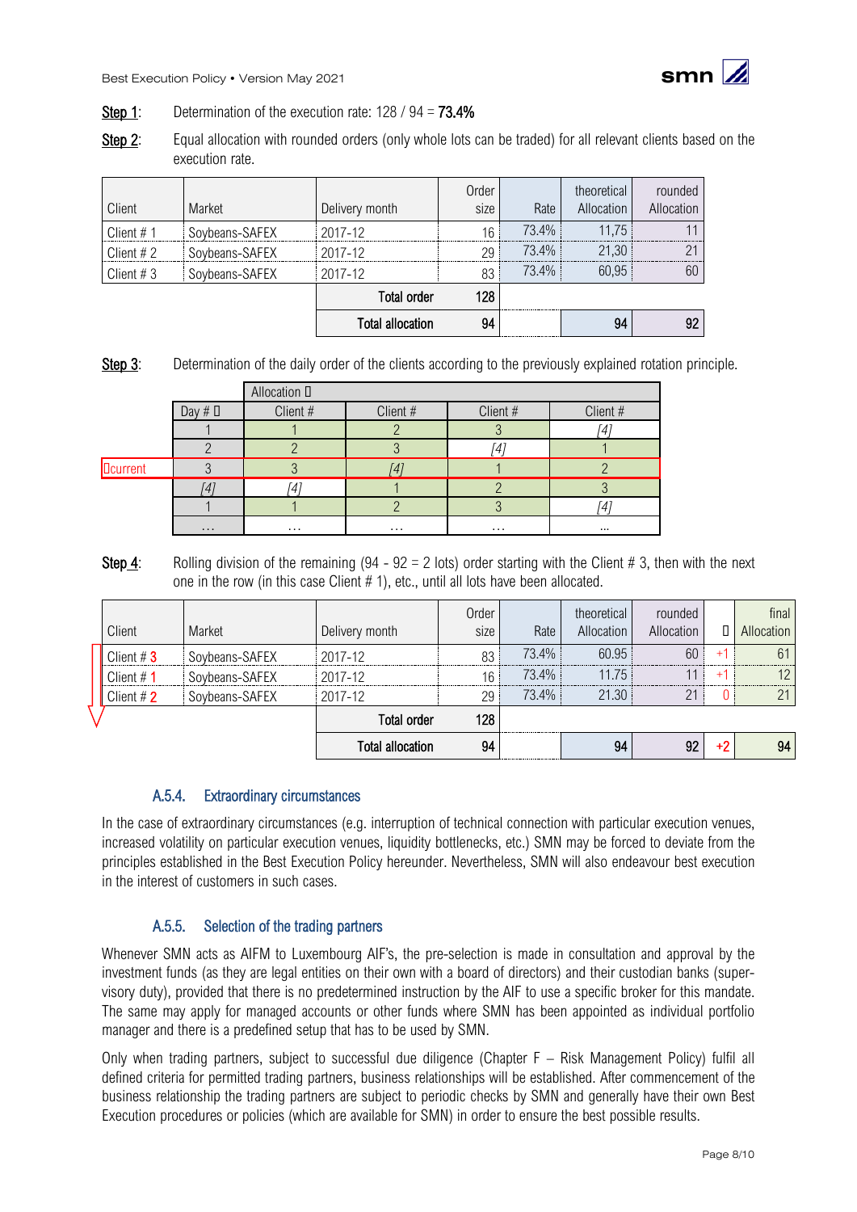**Step 1**: Determination of the execution rate: 128 / 94 = **73.4%**

**Step 2**: Equal allocation with rounded orders (only whole lots can be traded) for all relevant clients based on the execution rate.

| Client | Market | Delivery month | Order size | Rate | theoretical Allocation | rounded Allocation |
|---|---|---|---|---|---|---|
| Client # 1 | Soybeans-SAFEX | 2017-12 | 16 | 73.4% | 11,75 | 11 |
| Client # 2 | Soybeans-SAFEX | 2017-12 | 29 | 73.4% | 21,30 | 21 |
| Client # 3 | Soybeans-SAFEX | 2017-12 | 83 | 73.4% | 60,95 | 60 |
| | | **Total order** | **128** | | | |
| | | **Total allocation** | **94** | | **94** | **92** |

**Step 3**: Determination of the daily order of the clients according to the previously explained rotation principle.

| | Day # | Allocation  Client # | Client # | Client # | Client # |
|---|---|---|---|---|---|
| | 1 | 1 | 2 | 3 | *[4]* |
| | 2 | 2 | 3 | *[4]* | 1 |
| current | 3 | 3 | *[4]* | 1 | 2 |
| | *[4]* | *[4]* | 1 | 2 | 3 |
| | 1 | 1 | 2 | 3 | *[4]* |
| | … | … | … | … | … |

**Step 4**: Rolling division of the remaining (94 - 92 = 2 lots) order starting with the Client # 3, then with the next one in the row (in this case Client # 1), etc., until all lots have been allocated.

| Client | Market | Delivery month | Order size | Rate | theoretical Allocation | rounded Allocation | | final Allocation |
|---|---|---|---|---|---|---|---|---|
| Client # 3 | Soybeans-SAFEX | 2017-12 | 83 | 73.4% | 60.95 | 60 | +1 | 61 |
| Client # 1 | Soybeans-SAFEX | 2017-12 | 16 | 73.4% | 11.75 | 11 | +1 | 12 |
| Client # 2 | Soybeans-SAFEX | 2017-12 | 29 | 73.4% | 21.30 | 21 | 0 | 21 |
| | | **Total order** | **128** | | | | | |
| | | **Total allocation** | **94** | | **94** | **92** | **+2** | **94** |

### A.5.4. Extraordinary circumstances

In the case of extraordinary circumstances (e.g. interruption of technical connection with particular execution venues, increased volatility on particular execution venues, liquidity bottlenecks, etc.) SMN may be forced to deviate from the principles established in the Best Execution Policy hereunder. Nevertheless, SMN will also endeavour best execution in the interest of customers in such cases.

### A.5.5. Selection of the trading partners

Whenever SMN acts as AIFM to Luxembourg AIF's, the pre-selection is made in consultation and approval by the investment funds (as they are legal entities on their own with a board of directors) and their custodian banks (supervisory duty), provided that there is no predetermined instruction by the AIF to use a specific broker for this mandate. The same may apply for managed accounts or other funds where SMN has been appointed as individual portfolio manager and there is a predefined setup that has to be used by SMN.

Only when trading partners, subject to successful due diligence (Chapter F – Risk Management Policy) fulfil all defined criteria for permitted trading partners, business relationships will be established. After commencement of the business relationship the trading partners are subject to periodic checks by SMN and generally have their own Best Execution procedures or policies (which are available for SMN) in order to ensure the best possible results.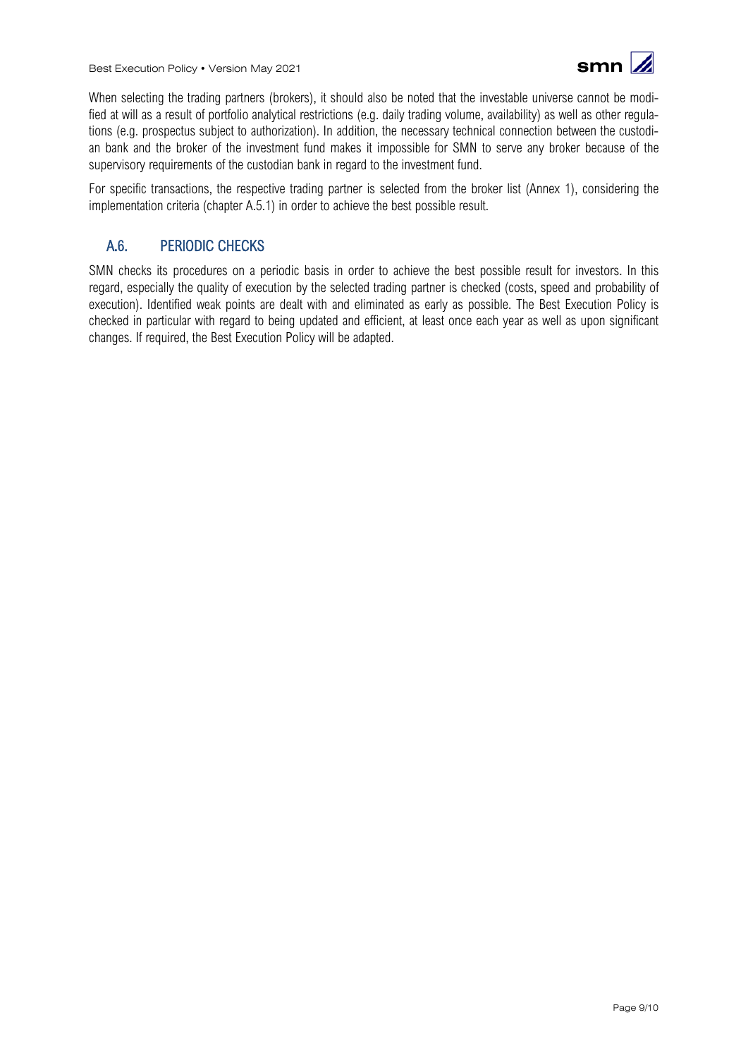When selecting the trading partners (brokers), it should also be noted that the investable universe cannot be modified at will as a result of portfolio analytical restrictions (e.g. daily trading volume, availability) as well as other regulations (e.g. prospectus subject to authorization). In addition, the necessary technical connection between the custodian bank and the broker of the investment fund makes it impossible for SMN to serve any broker because of the supervisory requirements of the custodian bank in regard to the investment fund.

For specific transactions, the respective trading partner is selected from the broker list (Annex 1), considering the implementation criteria (chapter A.5.1) in order to achieve the best possible result.

## A.6. PERIODIC CHECKS

SMN checks its procedures on a periodic basis in order to achieve the best possible result for investors. In this regard, especially the quality of execution by the selected trading partner is checked (costs, speed and probability of execution). Identified weak points are dealt with and eliminated as early as possible. The Best Execution Policy is checked in particular with regard to being updated and efficient, at least once each year as well as upon significant changes. If required, the Best Execution Policy will be adapted.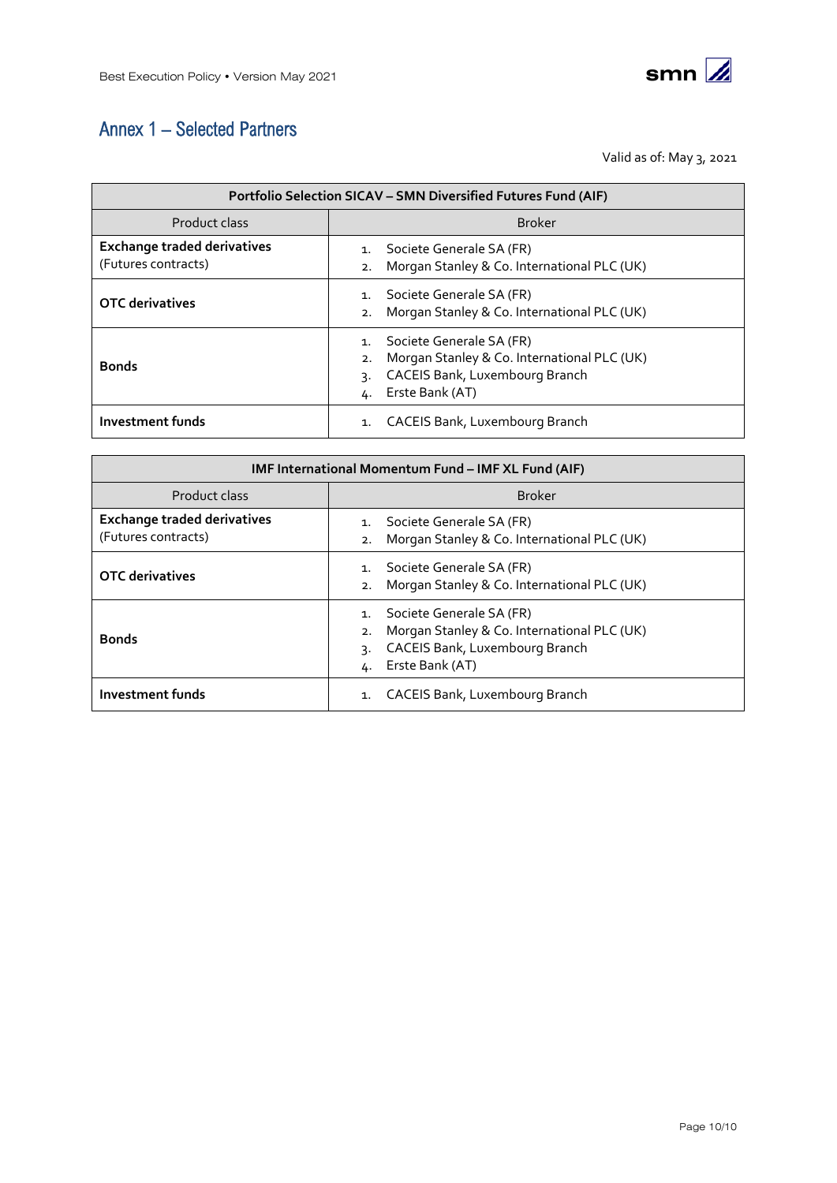# Annex 1 – Selected Partners

Valid as of: May 3, 2021

| Portfolio Selection SICAV – SMN Diversified Futures Fund (AIF) | |
|---|---|
| Product class | Broker |
| **Exchange traded derivatives** (Futures contracts) | 1. Societe Generale SA (FR)<br>2. Morgan Stanley & Co. International PLC (UK) |
| **OTC derivatives** | 1. Societe Generale SA (FR)<br>2. Morgan Stanley & Co. International PLC (UK) |
| **Bonds** | 1. Societe Generale SA (FR)<br>2. Morgan Stanley & Co. International PLC (UK)<br>3. CACEIS Bank, Luxembourg Branch<br>4. Erste Bank (AT) |
| **Investment funds** | 1. CACEIS Bank, Luxembourg Branch |

| IMF International Momentum Fund – IMF XL Fund (AIF) | |
|---|---|
| Product class | Broker |
| **Exchange traded derivatives** (Futures contracts) | 1. Societe Generale SA (FR)<br>2. Morgan Stanley & Co. International PLC (UK) |
| **OTC derivatives** | 1. Societe Generale SA (FR)<br>2. Morgan Stanley & Co. International PLC (UK) |
| **Bonds** | 1. Societe Generale SA (FR)<br>2. Morgan Stanley & Co. International PLC (UK)<br>3. CACEIS Bank, Luxembourg Branch<br>4. Erste Bank (AT) |
| **Investment funds** | 1. CACEIS Bank, Luxembourg Branch |